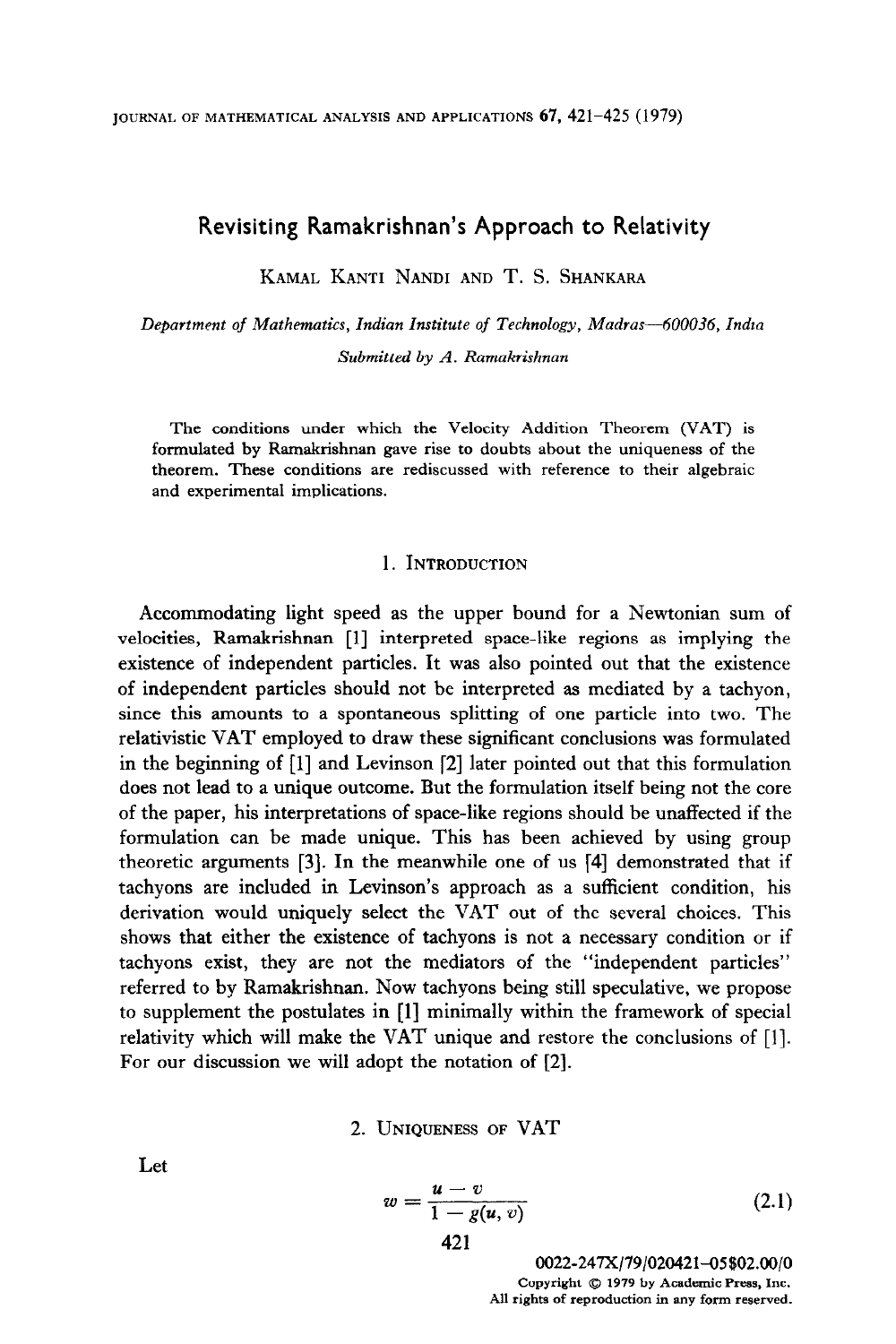# Revisiting Ramakrishnan's Approach to Relativity

KAMAL KANTI NANDI AND T. S. SHANKARA

*Department of Mathematics, Indian Institute of Technology, Madras—600036, India*

*Submitted by A. Ramakrishnan*

The conditions under which the Velocity Addition Theorem (VAT) is formulated by Ramakrishnan gave rise to doubts about the uniqueness of the theorem. These conditions are rediscussed with reference to their algebraic and experimental implications.

## 1. INTRODUCTION

Accommodating light speed as the upper bound for a Newtonian sum of velocities, Ramakrishnan [1] interpreted space-like regions as implying the existence of independent particles. It was also pointed out that the existence of independent particles should not be interpreted as mediated by a tachyon, since this amounts to a spontaneous splitting of one particle into two. The relativistic VAT employed to draw these significant conclusions was formulated in the beginning of [1] and Levinson [2] later pointed out that this formulation does not lead to a unique outcome. But the formulation itself being not the core of the paper, his interpretations of space-like regions should be unaffected if the formulation can be made unique. This has been achieved by using group theoretic arguments [3]. In the meanwhile one of us [4] demonstrated that if tachyons are included in Levinson's approach as a sufficient condition, his derivation would uniquely select the VAT out of the several choices. This shows that either the existence of tachyons is not a necessary condition or if tachyons exist, they are not the mediators of the "independent particles" referred to by Ramakrishnan. Now tachyons being still speculative, we propose to supplement the postulates in [1] minimally within the framework of special relativity which will make the VAT unique and restore the conclusions of [1]. For our discussion we will adopt the notation of [2].

## 2. UNIQUENESS OF VAT

Let

$$w = \frac{u - v}{1 - g(u, v)} \tag{2.1}$$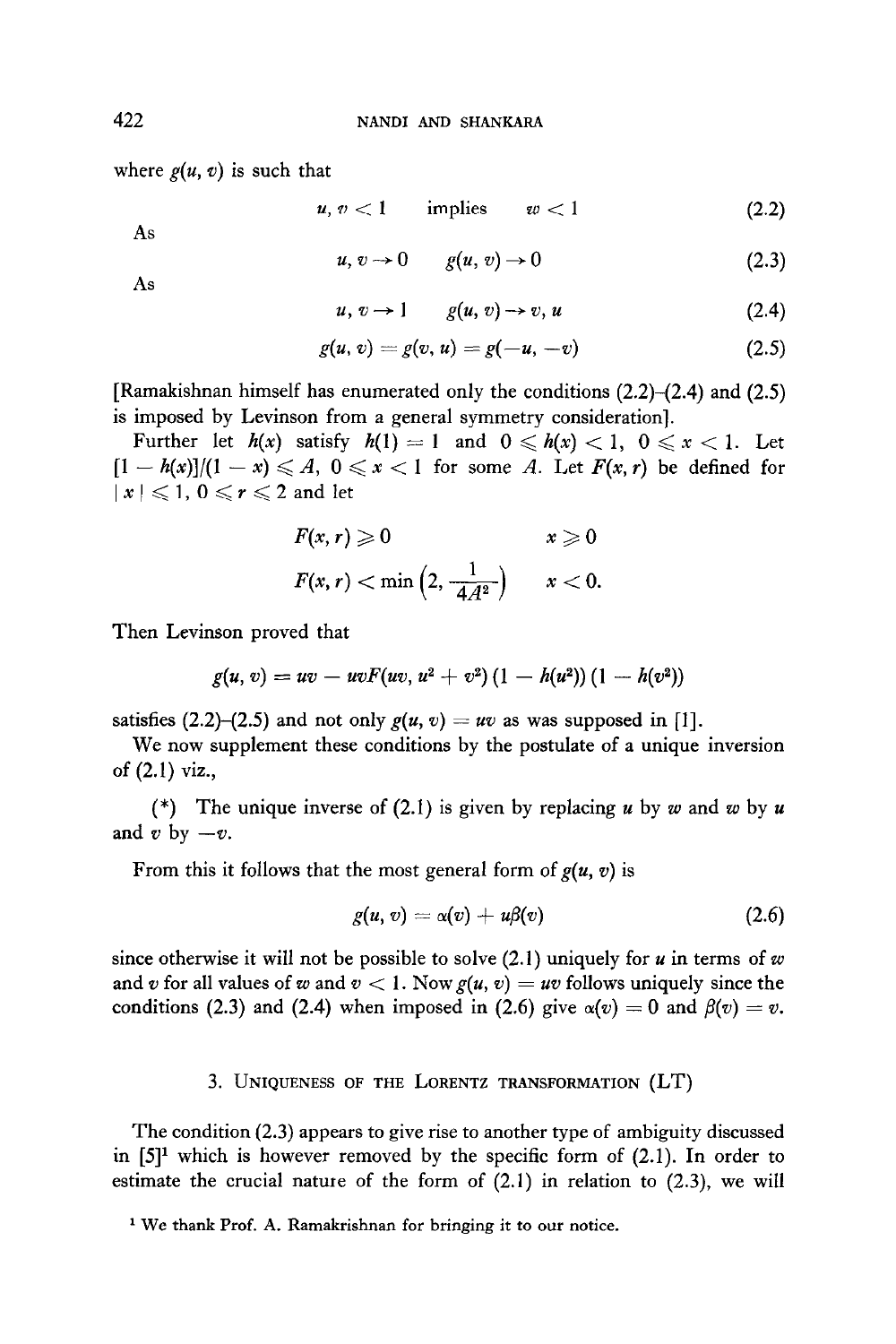where $g(u, v)$ is such that

$$u, v < 1 \quad \text{implies} \quad w < 1 \tag{2.2}$$

As

$$u, v \to 0 \quad g(u, v) \to 0 \tag{2.3}$$

As

$$u, v \to 1 \quad g(u, v) \to v, u \tag{2.4}$$

$$g(u, v) = g(v, u) = g(-u, -v) \tag{2.5}$$

[Ramakishnan himself has enumerated only the conditions (2.2)–(2.4) and (2.5) is imposed by Levinson from a general symmetry consideration].

Further let $h(x)$ satisfy $h(1) = 1$ and $0 \leqslant h(x) < 1$, $0 \leqslant x < 1$. Let $[1 - h(x)]/(1 - x) \leqslant A$, $0 \leqslant x < 1$ for some $A$. Let $F(x, r)$ be defined for $|x| \leqslant 1$, $0 \leqslant r \leqslant 2$ and let

$$F(x, r) \geqslant 0 \qquad x \geqslant 0$$

$$F(x, r) < \min\left(2, \frac{1}{4A^2}\right) \qquad x < 0.$$

Then Levinson proved that

$$g(u, v) = uv - uvF(uv, u^2 + v^2)\,(1 - h(u^2))\,(1 - h(v^2))$$

satisfies (2.2)–(2.5) and not only $g(u, v) = uv$ as was supposed in [1].

We now supplement these conditions by the postulate of a unique inversion of (2.1) viz.,

(*) The unique inverse of (2.1) is given by replacing $u$ by $w$ and $w$ by $u$ and $v$ by $-v$.

From this it follows that the most general form of $g(u, v)$ is

$$g(u, v) = \alpha(v) + u\beta(v) \tag{2.6}$$

since otherwise it will not be possible to solve (2.1) uniquely for $u$ in terms of $w$ and $v$ for all values of $w$ and $v < 1$. Now $g(u, v) = uv$ follows uniquely since the conditions (2.3) and (2.4) when imposed in (2.6) give $\alpha(v) = 0$ and $\beta(v) = v$.

## 3. Uniqueness of the Lorentz transformation (LT)

The condition (2.3) appears to give rise to another type of ambiguity discussed in [5][1] which is however removed by the specific form of (2.1). In order to estimate the crucial nature of the form of (2.1) in relation to (2.3), we will

[1] We thank Prof. A. Ramakrishnan for bringing it to our notice.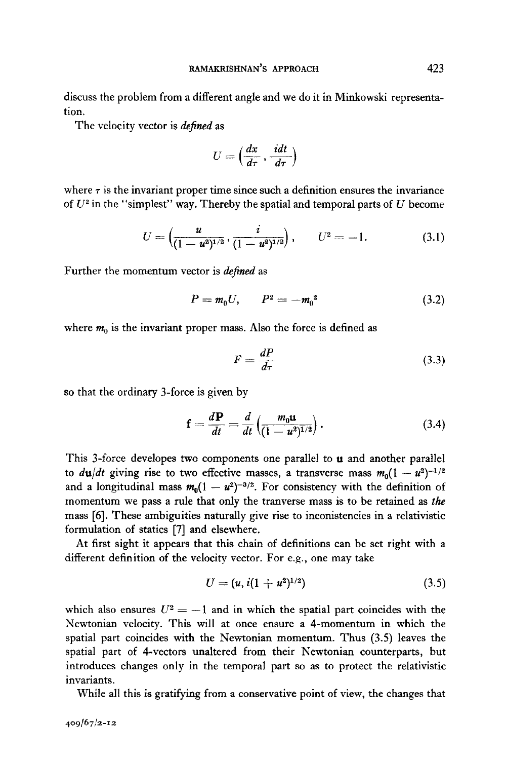discuss the problem from a different angle and we do it in Minkowski representation.

The velocity vector is *defined* as

$$U = \left(\frac{dx}{d\tau}, \frac{idt}{d\tau}\right)$$

where $\tau$ is the invariant proper time since such a definition ensures the invariance of $U^2$ in the "simplest" way. Thereby the spatial and temporal parts of $U$ become

$$U = \left(\frac{u}{(1-u^2)^{1/2}}, \frac{i}{(1-u^2)^{1/2}}\right), \qquad U^2 = -1. \tag{3.1}$$

Further the momentum vector is *defined* as

$$P = m_0 U, \qquad P^2 = -m_0{}^2 \tag{3.2}$$

where $m_0$ is the invariant proper mass. Also the force is defined as

$$F = \frac{dP}{d\tau} \tag{3.3}$$

so that the ordinary 3-force is given by

$$\mathbf{f} = \frac{d\mathbf{P}}{dt} = \frac{d}{dt}\left(\frac{m_0 \mathbf{u}}{(1-u^2)^{1/2}}\right). \tag{3.4}$$

This 3-force developes two components one parallel to $\mathbf{u}$ and another parallel to $d\mathbf{u}/dt$ giving rise to two effective masses, a transverse mass $m_0(1-u^2)^{-1/2}$ and a longitudinal mass $m_0(1-u^2)^{-3/2}$. For consistency with the definition of momentum we pass a rule that only the tranverse mass is to be retained as *the* mass [6]. These ambiguities naturally give rise to inconistencies in a relativistic formulation of statics [7] and elsewhere.

At first sight it appears that this chain of definitions can be set right with a different definition of the velocity vector. For e.g., one may take

$$U = (u, i(1+u^2)^{1/2}) \tag{3.5}$$

which also ensures $U^2 = -1$ and in which the spatial part coincides with the Newtonian velocity. This will at once ensure a 4-momentum in which the spatial part coincides with the Newtonian momentum. Thus (3.5) leaves the spatial part of 4-vectors unaltered from their Newtonian counterparts, but introduces changes only in the temporal part so as to protect the relativistic invariants.

While all this is gratifying from a conservative point of view, the changes that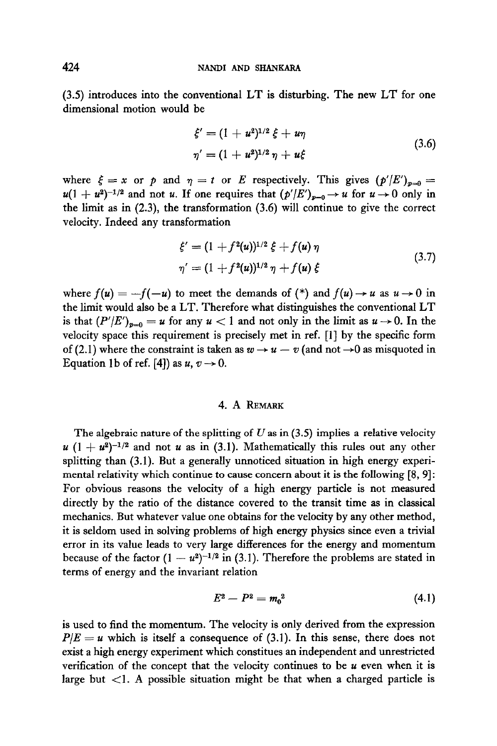(3.5) introduces into the conventional LT is disturbing. The new LT for one dimensional motion would be

$$\begin{aligned} \xi' &= (1 + u^2)^{1/2}\, \xi + u\eta \\ \eta' &= (1 + u^2)^{1/2}\, \eta + u\xi \end{aligned} \tag{3.6}$$

where $\xi = x$ or $p$ and $\eta = t$ or $E$ respectively. This gives $(p'/E')_{p=0} = u(1 + u^2)^{-1/2}$ and not $u$. If one requires that $(p'/E')_{p=0} \to u$ for $u \to 0$ only in the limit as in (2.3), the transformation (3.6) will continue to give the correct velocity. Indeed any transformation

$$\begin{aligned} \xi' &= (1 + f^2(u))^{1/2}\, \xi + f(u)\, \eta \\ \eta' &= (1 + f^2(u))^{1/2}\, \eta + f(u)\, \xi \end{aligned} \tag{3.7}$$

where $f(u) = -f(-u)$ to meet the demands of (*) and $f(u) \to u$ as $u \to 0$ in the limit would also be a LT. Therefore what distinguishes the conventional LT is that $(P'/E')_{p=0} = u$ for any $u < 1$ and not only in the limit as $u \to 0$. In the velocity space this requirement is precisely met in ref. [1] by the specific form of (2.1) where the constraint is taken as $w \to u - v$ (and not $\to 0$ as misquoted in Equation 1b of ref. [4]) as $u, v \to 0$.

## 4. A Remark

The algebraic nature of the splitting of $U$ as in (3.5) implies a relative velocity $u\ (1 + u^2)^{-1/2}$ and not $u$ as in (3.1). Mathematically this rules out any other splitting than (3.1). But a generally unnoticed situation in high energy experimental relativity which continue to cause concern about it is the following [8, 9]: For obvious reasons the velocity of a high energy particle is not measured directly by the ratio of the distance covered to the transit time as in classical mechanics. But whatever value one obtains for the velocity by any other method, it is seldom used in solving problems of high energy physics since even a trivial error in its value leads to very large differences for the energy and momentum because of the factor $(1 - u^2)^{-1/2}$ in (3.1). Therefore the problems are stated in terms of energy and the invariant relation

$$E^2 - P^2 = m_0^2 \tag{4.1}$$

is used to find the momentum. The velocity is only derived from the expression $P/E = u$ which is itself a consequence of (3.1). In this sense, there does not exist a high energy experiment which constitues an independent and unrestricted verification of the concept that the velocity continues to be $u$ even when it is large but $<1$. A possible situation might be that when a charged particle is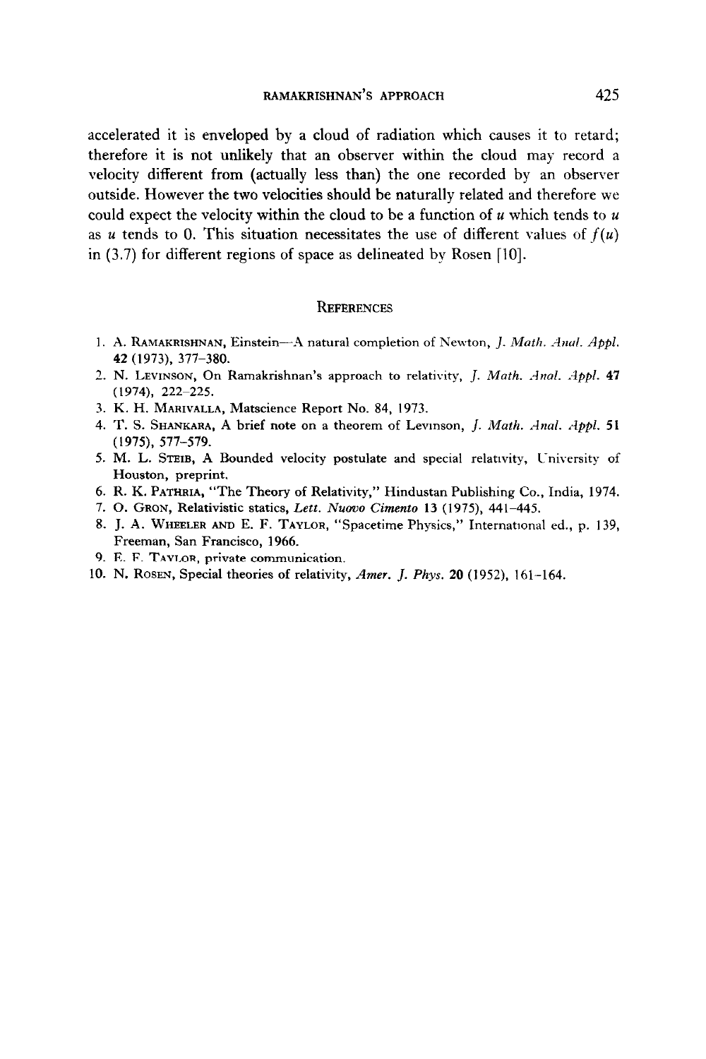accelerated it is enveloped by a cloud of radiation which causes it to retard; therefore it is not unlikely that an observer within the cloud may record a velocity different from (actually less than) the one recorded by an observer outside. However the two velocities should be naturally related and therefore we could expect the velocity within the cloud to be a function of $u$ which tends to $u$ as $u$ tends to 0. This situation necessitates the use of different values of $f(u)$ in (3.7) for different regions of space as delineated by Rosen [10].

## References

1. A. Ramakrishnan, Einstein—A natural completion of Newton, *J. Math. Anal. Appl.* **42** (1973), 377–380.
2. N. Levinson, On Ramakrishnan's approach to relativity, *J. Math. Anal. Appl.* **47** (1974), 222–225.
3. K. H. Marivalla, Matscience Report No. 84, 1973.
4. T. S. Shankara, A brief note on a theorem of Levinson, *J. Math. Anal. Appl.* **51** (1975), 577–579.
5. M. L. Steib, A Bounded velocity postulate and special relativity, University of Houston, preprint.
6. R. K. Pathria, "The Theory of Relativity," Hindustan Publishing Co., India, 1974.
7. O. Gron, Relativistic statics, *Lett. Nuovo Cimento* **13** (1975), 441–445.
8. J. A. Wheeler and E. F. Taylor, "Spacetime Physics," International ed., p. 139, Freeman, San Francisco, 1966.
9. E. F. Taylor, private communication.
10. N. Rosen, Special theories of relativity, *Amer. J. Phys.* **20** (1952), 161–164.